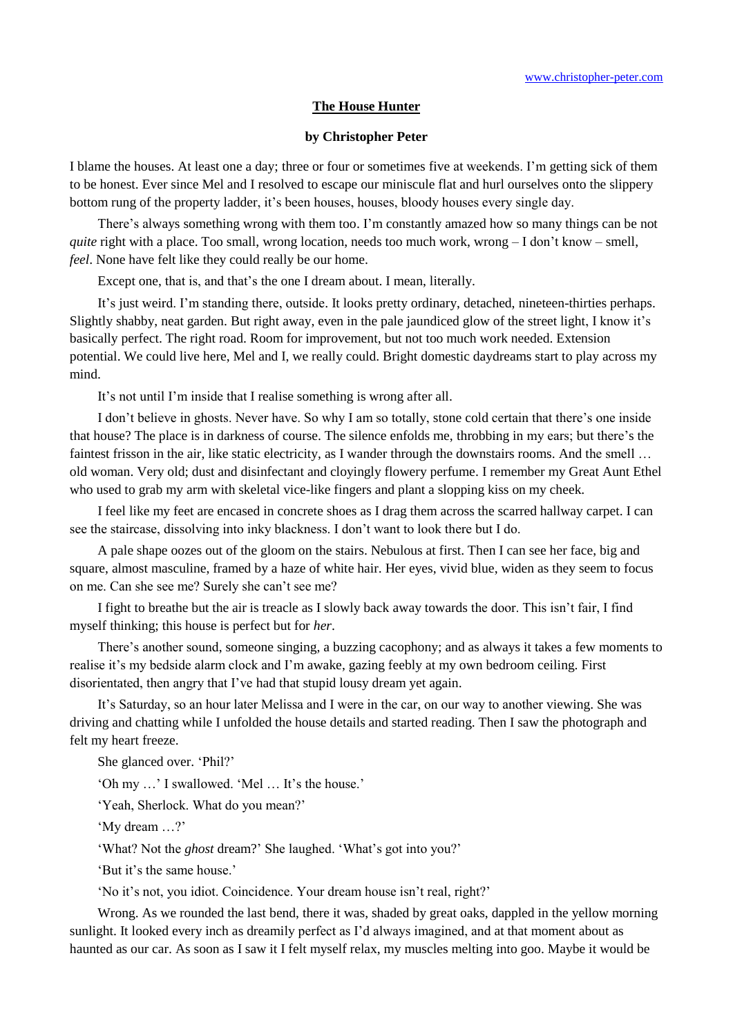# The House Hunter

**by Christopher Peter**

I blame the houses. At least one a day; three or four or sometimes five at weekends. I'm getting sick of them to be honest. Ever since Mel and I resolved to escape our miniscule flat and hurl ourselves onto the slippery bottom rung of the property ladder, it's been houses, houses, bloody houses every single day.

There's always something wrong with them too. I'm constantly amazed how so many things can be not *quite* right with a place. Too small, wrong location, needs too much work, wrong – I don't know – smell, *feel*. None have felt like they could really be our home.

Except one, that is, and that's the one I dream about. I mean, literally.

It's just weird. I'm standing there, outside. It looks pretty ordinary, detached, nineteen-thirties perhaps. Slightly shabby, neat garden. But right away, even in the pale jaundiced glow of the street light, I know it's basically perfect. The right road. Room for improvement, but not too much work needed. Extension potential. We could live here, Mel and I, we really could. Bright domestic daydreams start to play across my mind.

It's not until I'm inside that I realise something is wrong after all.

I don't believe in ghosts. Never have. So why I am so totally, stone cold certain that there's one inside that house? The place is in darkness of course. The silence enfolds me, throbbing in my ears; but there's the faintest frisson in the air, like static electricity, as I wander through the downstairs rooms. And the smell … old woman. Very old; dust and disinfectant and cloyingly flowery perfume. I remember my Great Aunt Ethel who used to grab my arm with skeletal vice-like fingers and plant a slopping kiss on my cheek.

I feel like my feet are encased in concrete shoes as I drag them across the scarred hallway carpet. I can see the staircase, dissolving into inky blackness. I don't want to look there but I do.

A pale shape oozes out of the gloom on the stairs. Nebulous at first. Then I can see her face, big and square, almost masculine, framed by a haze of white hair. Her eyes, vivid blue, widen as they seem to focus on me. Can she see me? Surely she can't see me?

I fight to breathe but the air is treacle as I slowly back away towards the door. This isn't fair, I find myself thinking; this house is perfect but for *her*.

There's another sound, someone singing, a buzzing cacophony; and as always it takes a few moments to realise it's my bedside alarm clock and I'm awake, gazing feebly at my own bedroom ceiling. First disorientated, then angry that I've had that stupid lousy dream yet again.

It's Saturday, so an hour later Melissa and I were in the car, on our way to another viewing. She was driving and chatting while I unfolded the house details and started reading. Then I saw the photograph and felt my heart freeze.

She glanced over. 'Phil?'

'Oh my …' I swallowed. 'Mel … It's the house.'

'Yeah, Sherlock. What do you mean?'

'My dream …?'

'What? Not the *ghost* dream?' She laughed. 'What's got into you?'

'But it's the same house.'

'No it's not, you idiot. Coincidence. Your dream house isn't real, right?'

Wrong. As we rounded the last bend, there it was, shaded by great oaks, dappled in the yellow morning sunlight. It looked every inch as dreamily perfect as I'd always imagined, and at that moment about as haunted as our car. As soon as I saw it I felt myself relax, my muscles melting into goo. Maybe it would be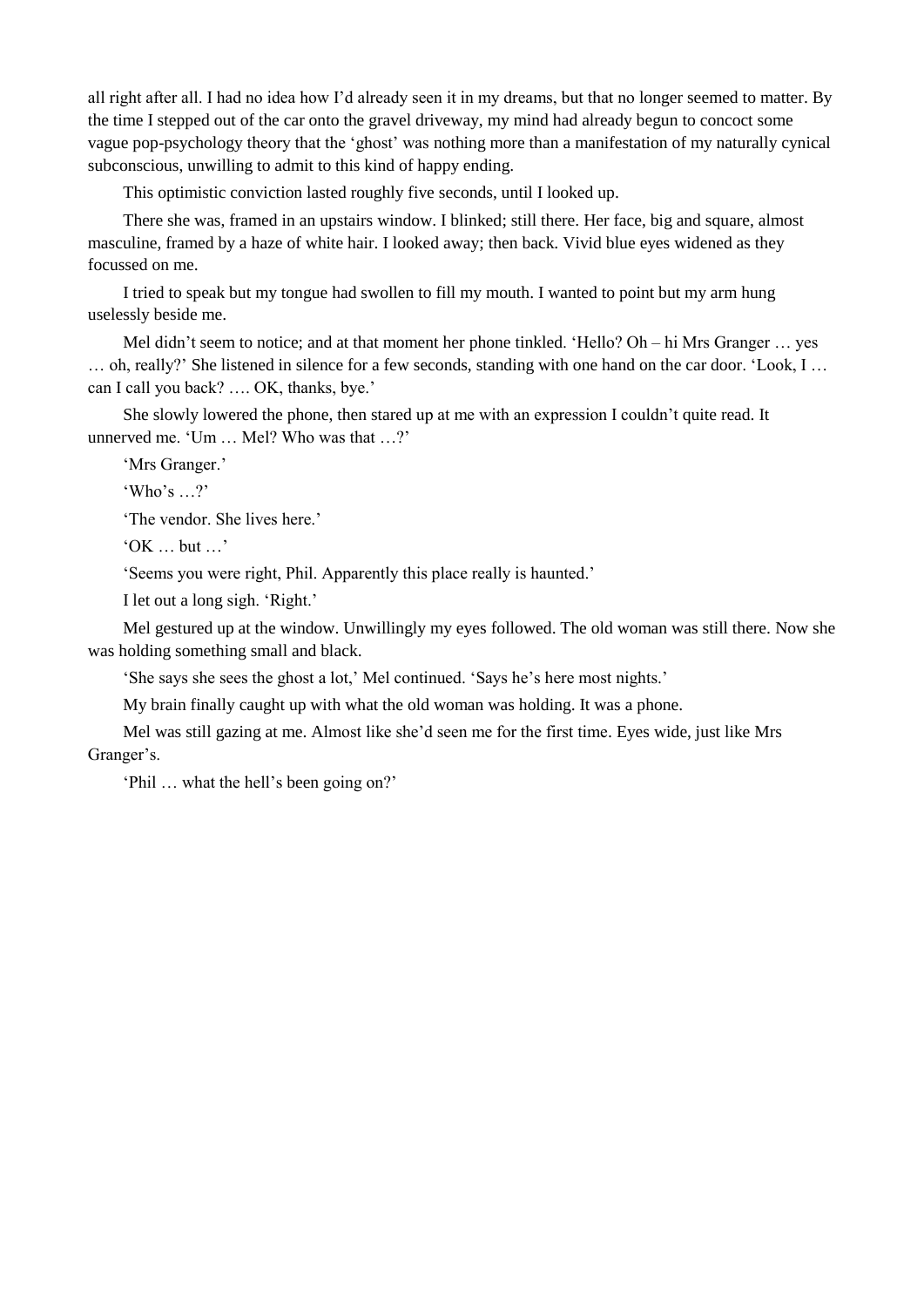all right after all. I had no idea how I'd already seen it in my dreams, but that no longer seemed to matter. By the time I stepped out of the car onto the gravel driveway, my mind had already begun to concoct some vague pop-psychology theory that the 'ghost' was nothing more than a manifestation of my naturally cynical subconscious, unwilling to admit to this kind of happy ending.

This optimistic conviction lasted roughly five seconds, until I looked up.

There she was, framed in an upstairs window. I blinked; still there. Her face, big and square, almost masculine, framed by a haze of white hair. I looked away; then back. Vivid blue eyes widened as they focussed on me.

I tried to speak but my tongue had swollen to fill my mouth. I wanted to point but my arm hung uselessly beside me.

Mel didn't seem to notice; and at that moment her phone tinkled. 'Hello? Oh – hi Mrs Granger … yes … oh, really?' She listened in silence for a few seconds, standing with one hand on the car door. 'Look, I … can I call you back? …. OK, thanks, bye.'

She slowly lowered the phone, then stared up at me with an expression I couldn't quite read. It unnerved me. 'Um … Mel? Who was that …?'

'Mrs Granger.'

'Who's …?'

'The vendor. She lives here.'

'OK … but …'

'Seems you were right, Phil. Apparently this place really is haunted.'

I let out a long sigh. 'Right.'

Mel gestured up at the window. Unwillingly my eyes followed. The old woman was still there. Now she was holding something small and black.

'She says she sees the ghost a lot,' Mel continued. 'Says he's here most nights.'

My brain finally caught up with what the old woman was holding. It was a phone.

Mel was still gazing at me. Almost like she'd seen me for the first time. Eyes wide, just like Mrs Granger's.

'Phil … what the hell's been going on?'